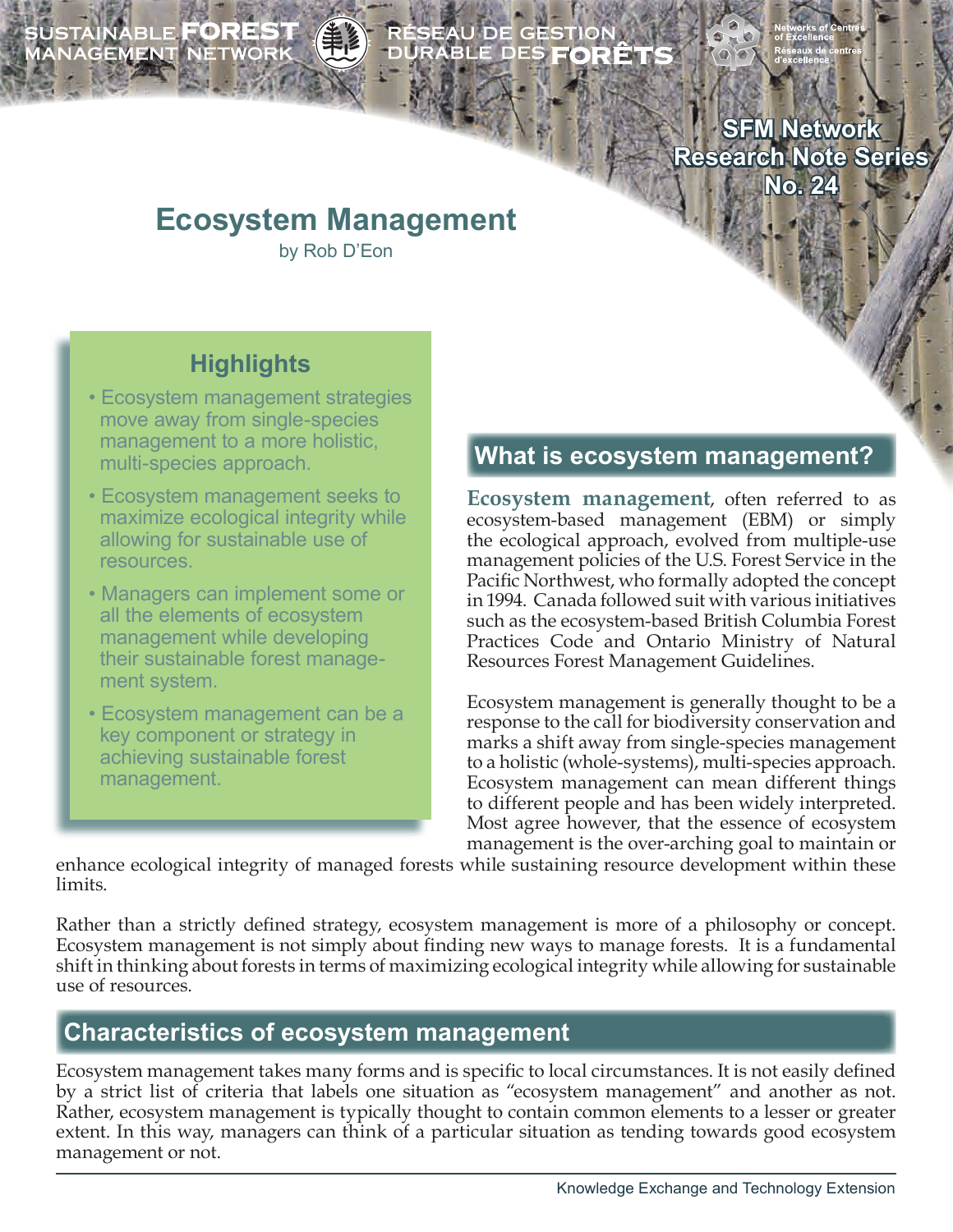SUSTAINABLE FOREST MANAGEMENT NETWORK | RÉSEAU DE GESTION DURABLE DES FORÊTS

Networks of Centres of Excellence | Réseaux de centres d'excellence

SFM Network Research Note Series No. 24

# Ecosystem Management

by Rob D'Eon

## Highlights

- Ecosystem management strategies move away from single-species management to a more holistic, multi-species approach.
- Ecosystem management seeks to maximize ecological integrity while allowing for sustainable use of resources.
- Managers can implement some or all the elements of ecosystem management while developing their sustainable forest management system.
- Ecosystem management can be a key component or strategy in achieving sustainable forest management.

## What is ecosystem management?

**Ecosystem management**, often referred to as ecosystem-based management (EBM) or simply the ecological approach, evolved from multiple-use management policies of the U.S. Forest Service in the Pacific Northwest, who formally adopted the concept in 1994. Canada followed suit with various initiatives such as the ecosystem-based British Columbia Forest Practices Code and Ontario Ministry of Natural Resources Forest Management Guidelines.

Ecosystem management is generally thought to be a response to the call for biodiversity conservation and marks a shift away from single-species management to a holistic (whole-systems), multi-species approach. Ecosystem management can mean different things to different people and has been widely interpreted. Most agree however, that the essence of ecosystem management is the over-arching goal to maintain or enhance ecological integrity of managed forests while sustaining resource development within these limits.

Rather than a strictly defined strategy, ecosystem management is more of a philosophy or concept. Ecosystem management is not simply about finding new ways to manage forests. It is a fundamental shift in thinking about forests in terms of maximizing ecological integrity while allowing for sustainable use of resources.

## Characteristics of ecosystem management

Ecosystem management takes many forms and is specific to local circumstances. It is not easily defined by a strict list of criteria that labels one situation as "ecosystem management" and another as not. Rather, ecosystem management is typically thought to contain common elements to a lesser or greater extent. In this way, managers can think of a particular situation as tending towards good ecosystem management or not.

Knowledge Exchange and Technology Extension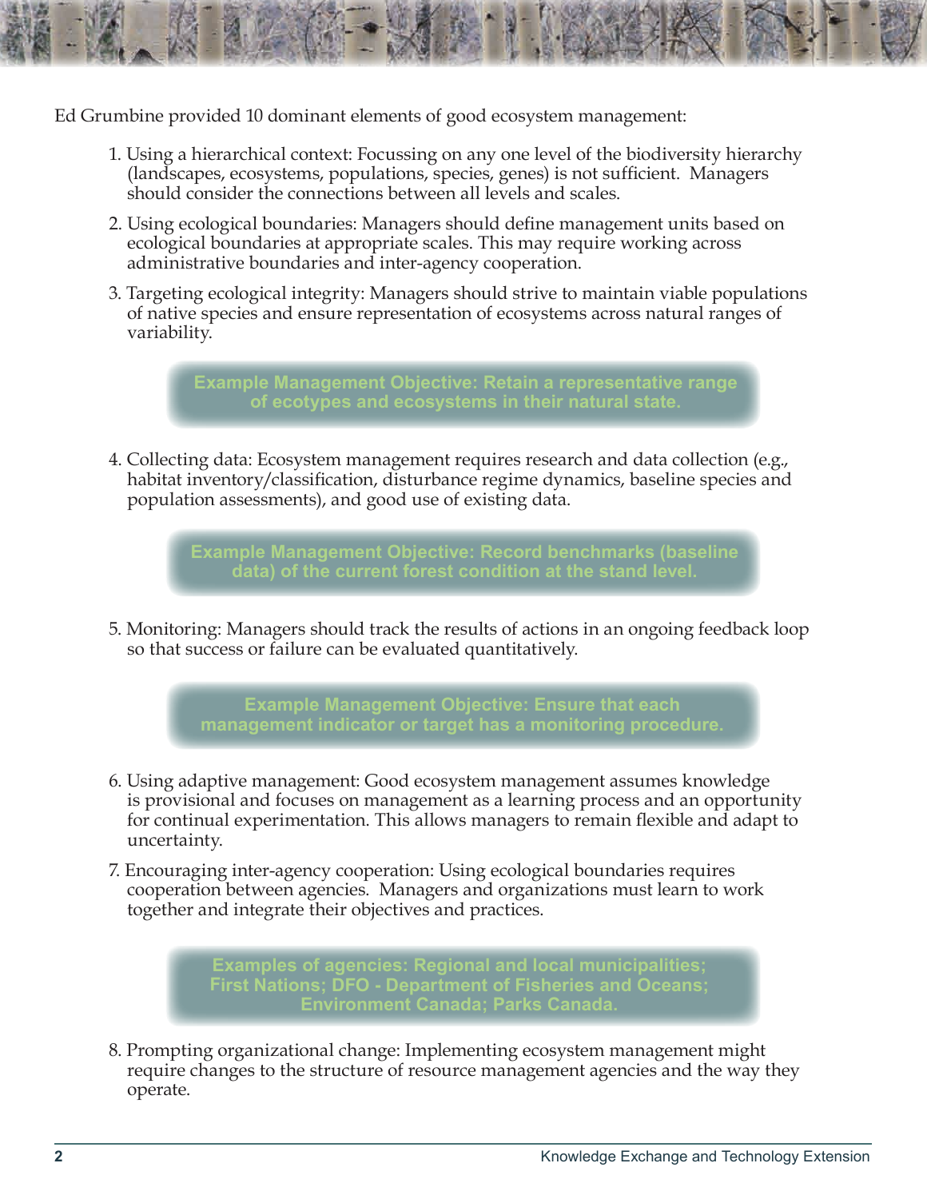Ed Grumbine provided 10 dominant elements of good ecosystem management:

1. Using a hierarchical context: Focussing on any one level of the biodiversity hierarchy (landscapes, ecosystems, populations, species, genes) is not sufficient. Managers should consider the connections between all levels and scales.

2. Using ecological boundaries: Managers should define management units based on ecological boundaries at appropriate scales. This may require working across administrative boundaries and inter-agency cooperation.

3. Targeting ecological integrity: Managers should strive to maintain viable populations of native species and ensure representation of ecosystems across natural ranges of variability.

**Example Management Objective: Retain a representative range of ecotypes and ecosystems in their natural state.**

4. Collecting data: Ecosystem management requires research and data collection (e.g., habitat inventory/classification, disturbance regime dynamics, baseline species and population assessments), and good use of existing data.

**Example Management Objective: Record benchmarks (baseline data) of the current forest condition at the stand level.**

5. Monitoring: Managers should track the results of actions in an ongoing feedback loop so that success or failure can be evaluated quantitatively.

**Example Management Objective: Ensure that each management indicator or target has a monitoring procedure.**

6. Using adaptive management: Good ecosystem management assumes knowledge is provisional and focuses on management as a learning process and an opportunity for continual experimentation. This allows managers to remain flexible and adapt to uncertainty.

7. Encouraging inter-agency cooperation: Using ecological boundaries requires cooperation between agencies. Managers and organizations must learn to work together and integrate their objectives and practices.

**Examples of agencies: Regional and local municipalities; First Nations; DFO - Department of Fisheries and Oceans; Environment Canada; Parks Canada.**

8. Prompting organizational change: Implementing ecosystem management might require changes to the structure of resource management agencies and the way they operate.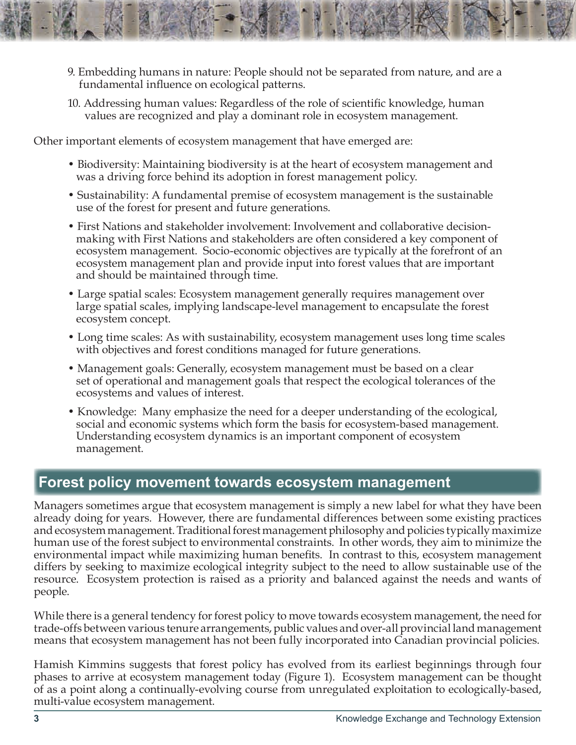9. Embedding humans in nature: People should not be separated from nature, and are a fundamental influence on ecological patterns.

10. Addressing human values: Regardless of the role of scientific knowledge, human values are recognized and play a dominant role in ecosystem management.

Other important elements of ecosystem management that have emerged are:

- Biodiversity: Maintaining biodiversity is at the heart of ecosystem management and was a driving force behind its adoption in forest management policy.
- Sustainability: A fundamental premise of ecosystem management is the sustainable use of the forest for present and future generations.
- First Nations and stakeholder involvement: Involvement and collaborative decision-making with First Nations and stakeholders are often considered a key component of ecosystem management. Socio-economic objectives are typically at the forefront of an ecosystem management plan and provide input into forest values that are important and should be maintained through time.
- Large spatial scales: Ecosystem management generally requires management over large spatial scales, implying landscape-level management to encapsulate the forest ecosystem concept.
- Long time scales: As with sustainability, ecosystem management uses long time scales with objectives and forest conditions managed for future generations.
- Management goals: Generally, ecosystem management must be based on a clear set of operational and management goals that respect the ecological tolerances of the ecosystems and values of interest.
- Knowledge: Many emphasize the need for a deeper understanding of the ecological, social and economic systems which form the basis for ecosystem-based management. Understanding ecosystem dynamics is an important component of ecosystem management.

## Forest policy movement towards ecosystem management

Managers sometimes argue that ecosystem management is simply a new label for what they have been already doing for years. However, there are fundamental differences between some existing practices and ecosystem management. Traditional forest management philosophy and policies typically maximize human use of the forest subject to environmental constraints. In other words, they aim to minimize the environmental impact while maximizing human benefits. In contrast to this, ecosystem management differs by seeking to maximize ecological integrity subject to the need to allow sustainable use of the resource. Ecosystem protection is raised as a priority and balanced against the needs and wants of people.

While there is a general tendency for forest policy to move towards ecosystem management, the need for trade-offs between various tenure arrangements, public values and over-all provincial land management means that ecosystem management has not been fully incorporated into Canadian provincial policies.

Hamish Kimmins suggests that forest policy has evolved from its earliest beginnings through four phases to arrive at ecosystem management today (Figure 1). Ecosystem management can be thought of as a point along a continually-evolving course from unregulated exploitation to ecologically-based, multi-value ecosystem management.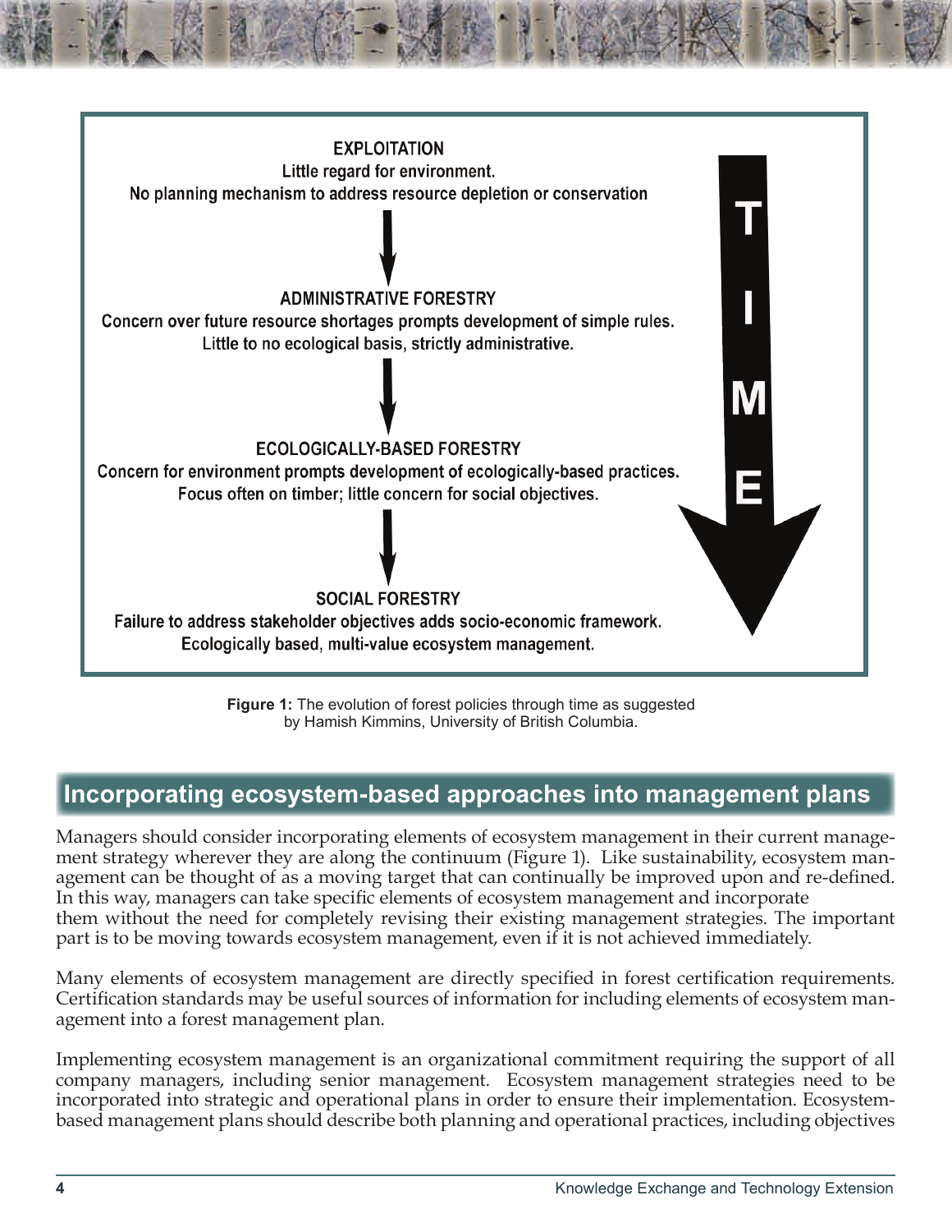EXPLOITATION
Little regard for environment.
No planning mechanism to address resource depletion or conservation

↓

ADMINISTRATIVE FORESTRY
Concern over future resource shortages prompts development of simple rules.
Little to no ecological basis, strictly administrative.

↓

ECOLOGICALLY-BASED FORESTRY
Concern for environment prompts development of ecologically-based practices.
Focus often on timber; little concern for social objectives.

↓

SOCIAL FORESTRY
Failure to address stakeholder objectives adds socio-economic framework.
Ecologically based, multi-value ecosystem management.

TIME

**Figure 1:** The evolution of forest policies through time as suggested by Hamish Kimmins, University of British Columbia.

## Incorporating ecosystem-based approaches into management plans

Managers should consider incorporating elements of ecosystem management in their current management strategy wherever they are along the continuum (Figure 1). Like sustainability, ecosystem management can be thought of as a moving target that can continually be improved upon and re-defined. In this way, managers can take specific elements of ecosystem management and incorporate them without the need for completely revising their existing management strategies. The important part is to be moving towards ecosystem management, even if it is not achieved immediately.

Many elements of ecosystem management are directly specified in forest certification requirements. Certification standards may be useful sources of information for including elements of ecosystem management into a forest management plan.

Implementing ecosystem management is an organizational commitment requiring the support of all company managers, including senior management. Ecosystem management strategies need to be incorporated into strategic and operational plans in order to ensure their implementation. Ecosystem-based management plans should describe both planning and operational practices, including objectives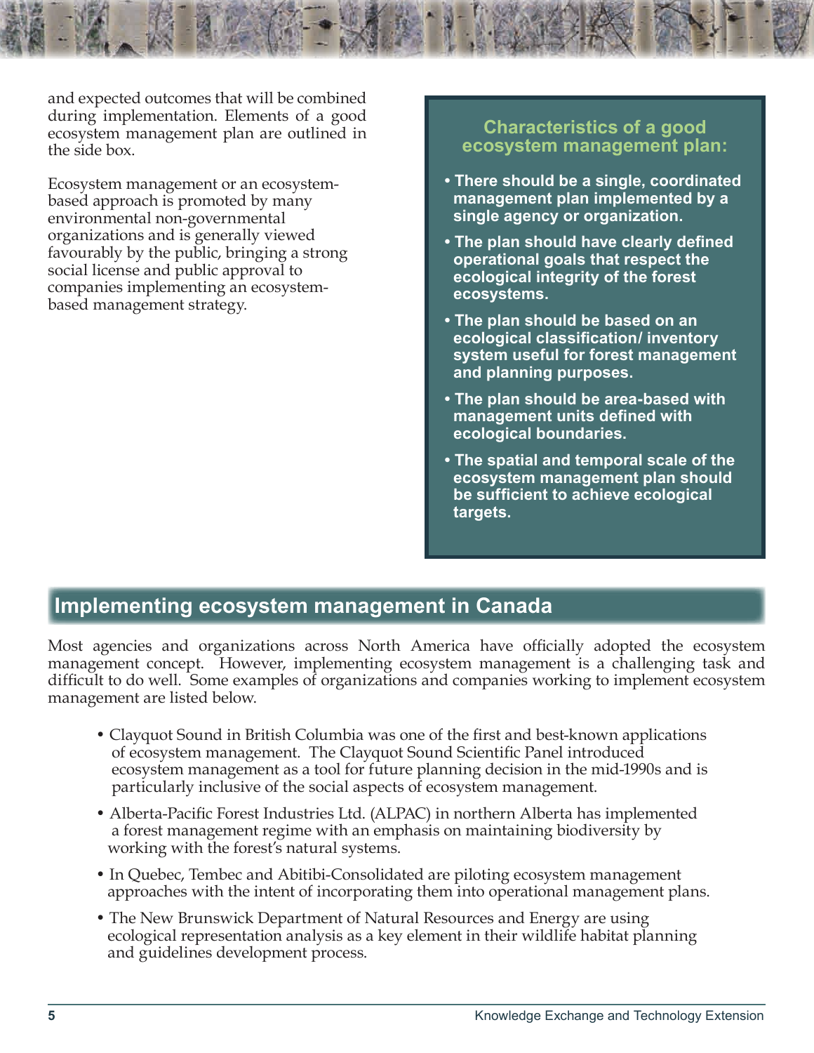and expected outcomes that will be combined during implementation. Elements of a good ecosystem management plan are outlined in the side box.

Ecosystem management or an ecosystem-based approach is promoted by many environmental non-governmental organizations and is generally viewed favourably by the public, bringing a strong social license and public approval to companies implementing an ecosystem-based management strategy.

### Characteristics of a good ecosystem management plan:

- **There should be a single, coordinated management plan implemented by a single agency or organization.**
- **The plan should have clearly defined operational goals that respect the ecological integrity of the forest ecosystems.**
- **The plan should be based on an ecological classification/ inventory system useful for forest management and planning purposes.**
- **The plan should be area-based with management units defined with ecological boundaries.**
- **The spatial and temporal scale of the ecosystem management plan should be sufficient to achieve ecological targets.**

## Implementing ecosystem management in Canada

Most agencies and organizations across North America have officially adopted the ecosystem management concept. However, implementing ecosystem management is a challenging task and difficult to do well. Some examples of organizations and companies working to implement ecosystem management are listed below.

- Clayquot Sound in British Columbia was one of the first and best-known applications of ecosystem management. The Clayquot Sound Scientific Panel introduced ecosystem management as a tool for future planning decision in the mid-1990s and is particularly inclusive of the social aspects of ecosystem management.
- Alberta-Pacific Forest Industries Ltd. (ALPAC) in northern Alberta has implemented a forest management regime with an emphasis on maintaining biodiversity by working with the forest's natural systems.
- In Quebec, Tembec and Abitibi-Consolidated are piloting ecosystem management approaches with the intent of incorporating them into operational management plans.
- The New Brunswick Department of Natural Resources and Energy are using ecological representation analysis as a key element in their wildlife habitat planning and guidelines development process.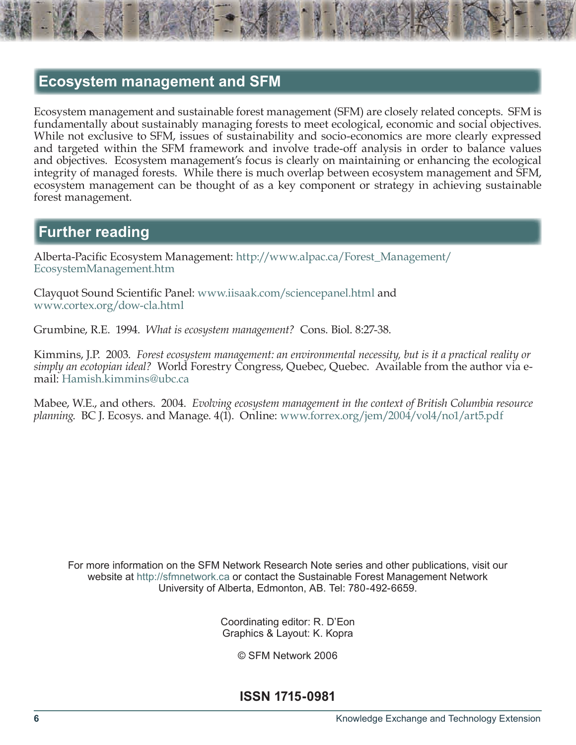## Ecosystem management and SFM

Ecosystem management and sustainable forest management (SFM) are closely related concepts. SFM is fundamentally about sustainably managing forests to meet ecological, economic and social objectives. While not exclusive to SFM, issues of sustainability and socio-economics are more clearly expressed and targeted within the SFM framework and involve trade-off analysis in order to balance values and objectives. Ecosystem management's focus is clearly on maintaining or enhancing the ecological integrity of managed forests. While there is much overlap between ecosystem management and SFM, ecosystem management can be thought of as a key component or strategy in achieving sustainable forest management.

## Further reading

Alberta-Pacific Ecosystem Management: http://www.alpac.ca/Forest_Management/EcosystemManagement.htm

Clayquot Sound Scientific Panel: www.iisaak.com/sciencepanel.html and www.cortex.org/dow-cla.html

Grumbine, R.E. 1994. *What is ecosystem management?* Cons. Biol. 8:27-38.

Kimmins, J.P. 2003. *Forest ecosystem management: an environmental necessity, but is it a practical reality or simply an ecotopian ideal?* World Forestry Congress, Quebec, Quebec. Available from the author via e-mail: Hamish.kimmins@ubc.ca

Mabee, W.E., and others. 2004. *Evolving ecosystem management in the context of British Columbia resource planning.* BC J. Ecosys. and Manage. 4(1). Online: www.forrex.org/jem/2004/vol4/no1/art5.pdf

For more information on the SFM Network Research Note series and other publications, visit our website at http://sfmnetwork.ca or contact the Sustainable Forest Management Network University of Alberta, Edmonton, AB. Tel: 780-492-6659.

Coordinating editor: R. D'Eon
Graphics & Layout: K. Kopra

© SFM Network 2006

**ISSN 1715-0981**